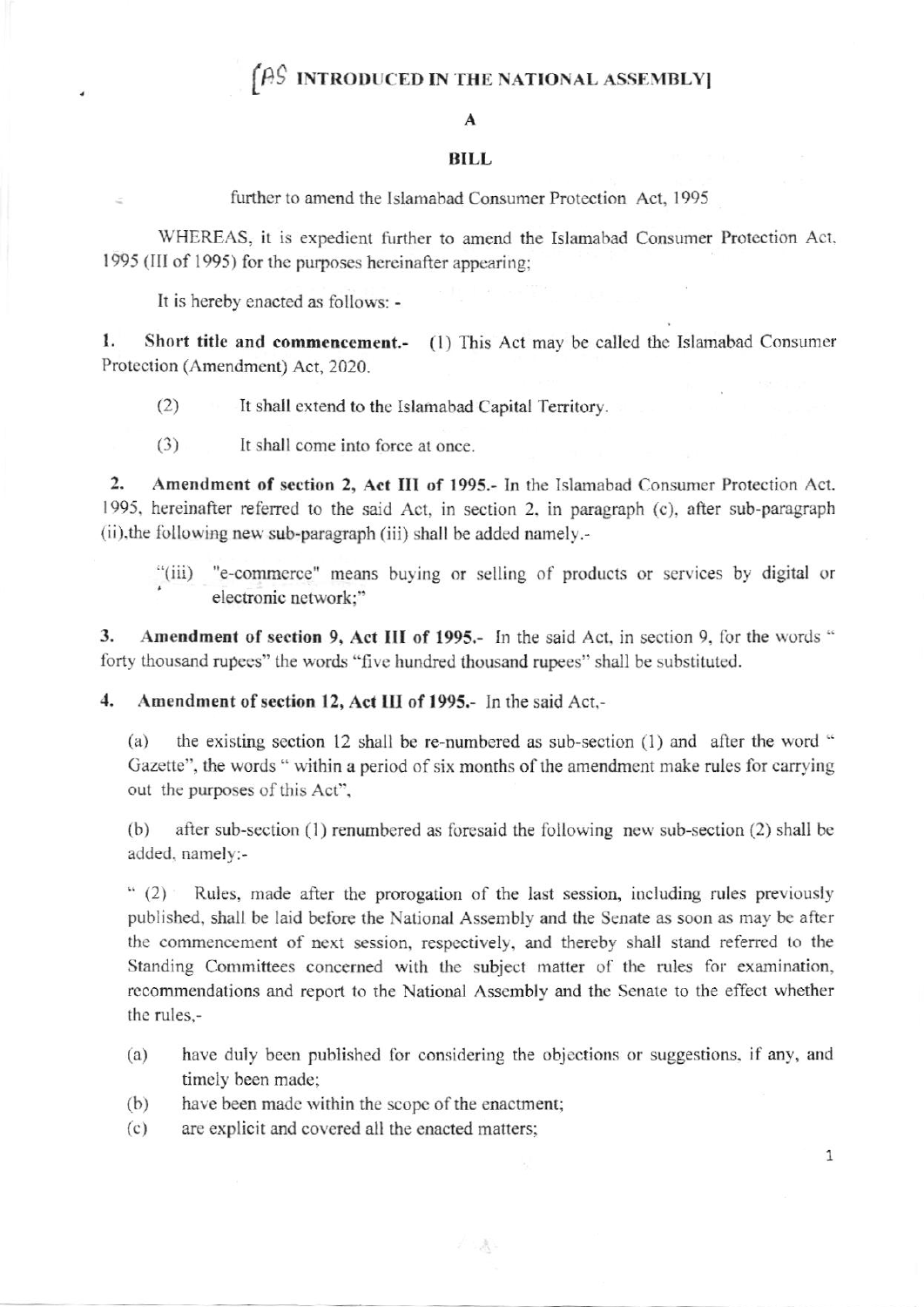# [AS INTRODUCED IN THE NATIONAL ASSEMBLY]

## A

## BILL

further to amend the Islamabad Consumer Protection Act, 1995

WHEREAS, it is expedient further to amend the Islamabad Consumer Protection Act, 1995 (III of 1995) for the purposes hereinafter appearing;

It is hereby enacted as follows: -

**1. Short title and commencement.-** (1) This Act may be called the Islamabad Consumer Protection (Amendment) Act, 2020.

(2) It shall extend to the Islamabad Capital Territory.

(3) It shall come into force at once.

**2. Amendment of section 2, Act III of 1995.-** In the Islamabad Consumer Protection Act, 1995, hereinafter referred to the said Act, in section 2, in paragraph (c), after sub-paragraph (ii),the following new sub-paragraph (iii) shall be added namely.-

> "(iii) "e-commerce" means buying or selling of products or services by digital or electronic network;"

**3. Amendment of section 9, Act III of 1995.-** In the said Act, in section 9, for the words " forty thousand rupees" the words "five hundred thousand rupees" shall be substituted.

**4. Amendment of section 12, Act III of 1995.-** In the said Act,-

(a) the existing section 12 shall be re-numbered as sub-section (1) and after the word " Gazette", the words " within a period of six months of the amendment make rules for carrying out the purposes of this Act",

(b) after sub-section (1) renumbered as foresaid the following new sub-section (2) shall be added, namely:-

" (2) Rules, made after the prorogation of the last session, including rules previously published, shall be laid before the National Assembly and the Senate as soon as may be after the commencement of next session, respectively, and thereby shall stand referred to the Standing Committees concerned with the subject matter of the rules for examination, recommendations and report to the National Assembly and the Senate to the effect whether the rules,-

(a) have duly been published for considering the objections or suggestions, if any, and timely been made;

(b) have been made within the scope of the enactment;

(c) are explicit and covered all the enacted matters;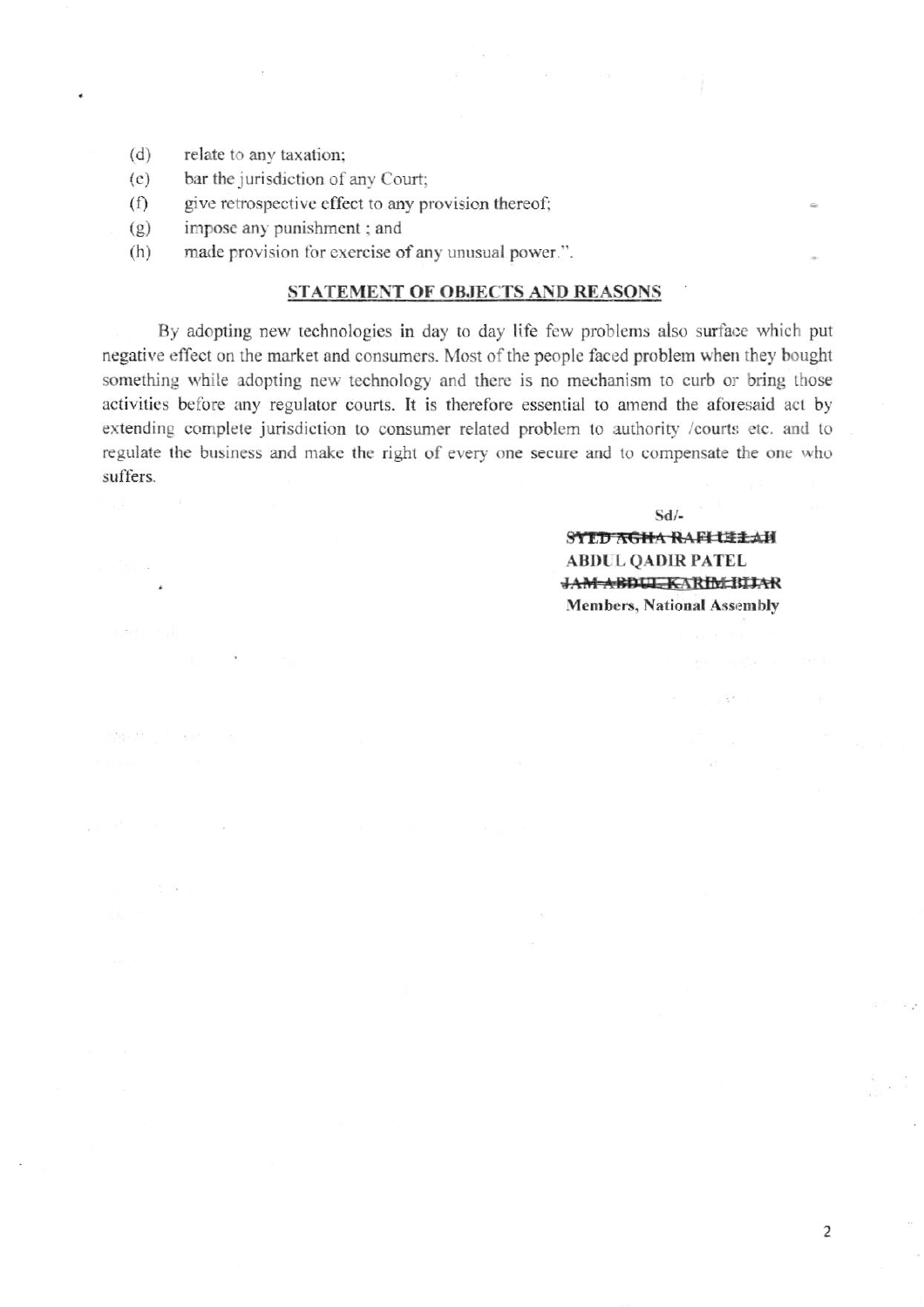(d) relate to any taxation;

(e) bar the jurisdiction of any Court;

(f) give retrospective effect to any provision thereof;

(g) impose any punishment ; and

(h) made provision for exercise of any unusual power.".

## STATEMENT OF OBJECTS AND REASONS

By adopting new technologies in day to day life few problems also surface which put negative effect on the market and consumers. Most of the people faced problem when they bought something while adopting new technology and there is no mechanism to curb or bring those activities before any regulator courts. It is therefore essential to amend the aforesaid act by extending complete jurisdiction to consumer related problem to authority /courts etc. and to regulate the business and make the right of every one secure and to compensate the one who suffers.

Sd/-

~~**SYED AGHA RAFIULLAH**~~
**ABDUL QADIR PATEL**
~~**JAM ABDUL KARIM BIJAR**~~
**Members, National Assembly**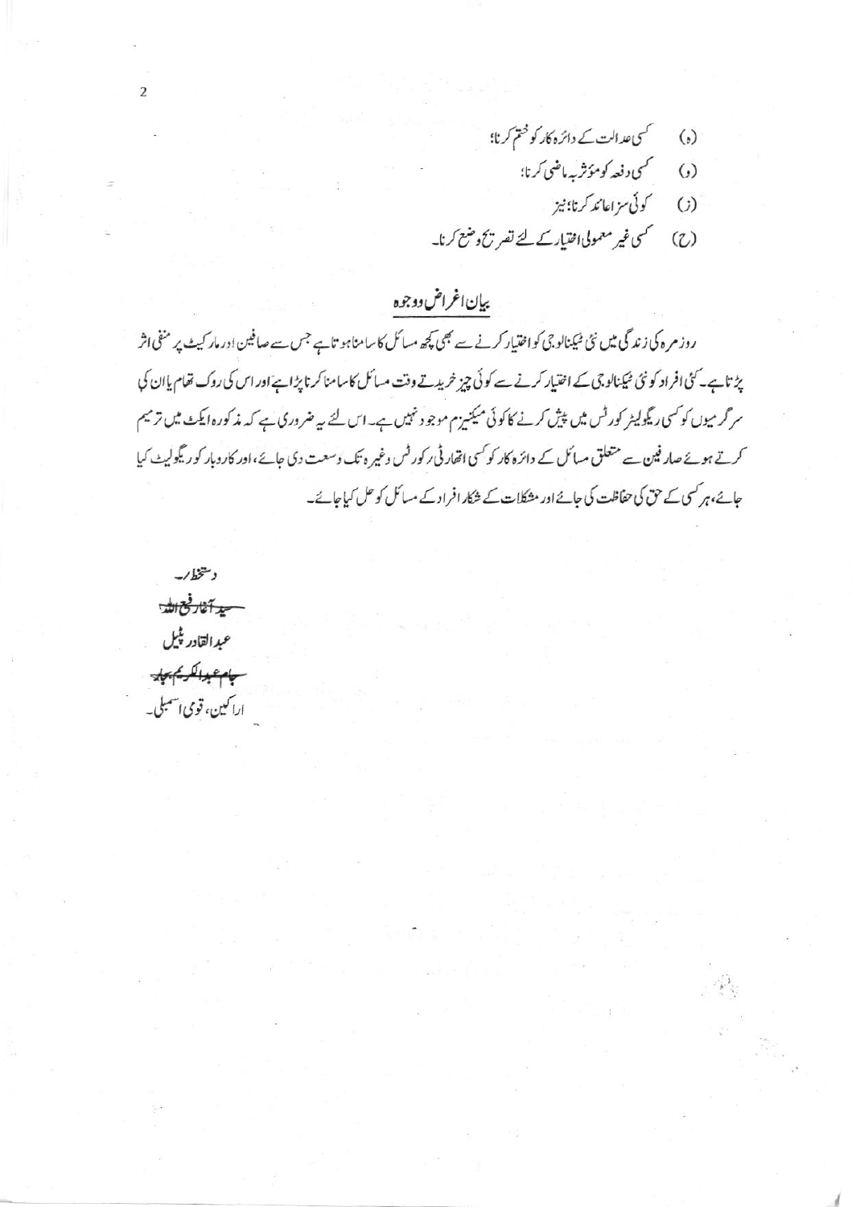(ہ) کسی عدالت کے دائرہ کار کو ختم کرنا؛

(و) کسی دفعہ کو مؤثر بہ ماضی کرنا؛

(ز) کوئی سزا عائد کرنا؛ نیز

(ح) کسی غیر معمولی اختیار کے لئے تصریح وضع کرنا۔

## بیان اغراض ووجوہ

روزمرہ کی زندگی میں نئی ٹیکنالوجی کو اختیار کرنے سے بھی کچھ مسائل کا سامنا ہوتا ہے جس سے صافین اور مارکیٹ پر منفی اثر پڑتا ہے۔ کئی افراد کو نئی ٹیکنالوجی کے اختیار کرنے سے کوئی چیز خریدتے وقت مسائل کا سامنا کرنا پڑا ہے اور اس کی روک تھام یا ان کی سرگرمیوں کو کسی ریگولیٹر کورٹس میں پیش کرنے کا کوئی میکنیزم موجود نہیں ہے۔ اس لئے یہ ضروری ہے کہ مذکورہ ایکٹ میں ترمیم کرتے ہوئے صارفین سے متعلق مسائل کے دائرہ کار کو کسی اتھارٹی، کورٹس وغیرہ تک وسعت دی جائے، اور کاروبار کو ریگولیٹ کیا جائے، ہر کسی کے حق کی حفاظت کی جائے اور مشکلات کے شکار افراد کے مسائل کو حل کیا جائے۔

دستخط/-

~~سید آغا رفیع اللہ~~

عبدالقادر پٹیل

~~جام عبدالکریم بجار~~

اراکین، قومی اسمبلی۔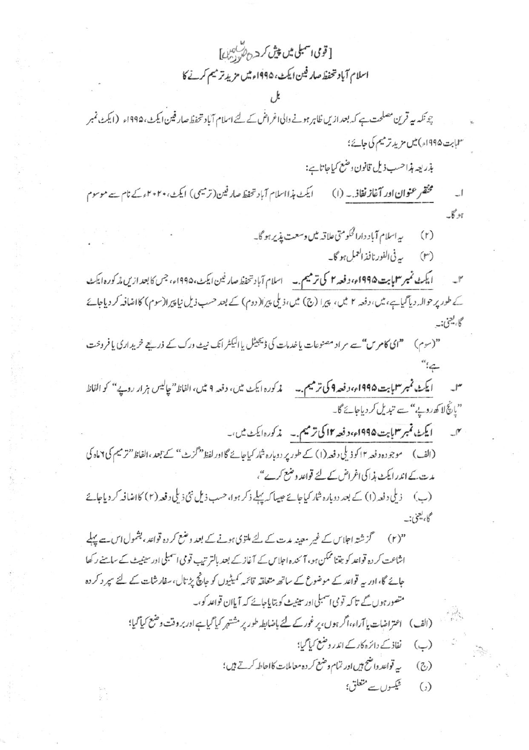[قومی اسمبلی میں پیش کردہ صورت میں]

# اسلام آباد تحفظ صارفین ایکٹ، ۱۹۹۵ء میں مزید ترمیم کرنے کا

## بل

چونکہ یہ قرین مصلحت ہے کہ بعد ازیں ظاہر ہونے والی اغراض کے لئے اسلام آباد تحفظ صارفین ایکٹ، ۱۹۹۵ء (ایکٹ نمبر ۳ بابت ۱۹۹۵ء) میں مزید ترمیم کی جائے؛

بذریعہ ہذا حسب ذیل قانون وضع کیا جاتا ہے:

۱۔ **مختصر عنوان اور آغاز نفاذ۔** (۱) ایکٹ ہذا اسلام آباد تحفظ صارفین (ترمیمی) ایکٹ، ۲۰۲۰ء کے نام سے موسوم ہوگا۔

(۲) یہ اسلام آباد دارالحکومتی علاقہ میں وسعت پذیر ہوگا۔

(۳) یہ فی الفور نافذ العمل ہوگا۔

۲۔ **ایکٹ نمبر ۳ بابت ۱۹۹۵ء، دفعہ ۲ کی ترمیم۔** اسلام آباد تحفظ صارفین ایکٹ، ۱۹۹۵ء، جس کا بعد ازیں مذکورہ ایکٹ کے طور پر حوالہ دیا گیا ہے، میں، دفعہ ۲ میں، پیرا (ج) میں، ذیلی پیرا (دوم) کے بعد حسب ذیل نیا پیرا (سوم) کا اضافہ کر دیا جائے گا، یعنی:۔

"(سوم) "ای کامرس" سے مراد مصنوعات یا خدمات کی ڈیجیٹل یا الیکٹرانک نیٹ ورک کے ذریعے خریداری یا فروخت ہے؛"

۳۔ **ایکٹ نمبر ۳ بابت ۱۹۹۵ء، دفعہ ۹ کی ترمیم۔** مذکورہ ایکٹ میں، دفعہ ۹ میں، الفاظ "چالیس ہزار روپے" کو الفاظ "پانچ لاکھ روپے" سے تبدیل کر دیا جائے گا۔

۴۔ **ایکٹ نمبر ۳ بابت ۱۹۹۵ء، دفعہ ۱۲ کی ترمیم۔** مذکورہ ایکٹ میں:۔

(الف) موجودہ دفعہ ۱۲ کو ذیلی دفعہ (۱) کے طور پر دوبارہ شمار کیا جائے گا اور لفظ "گزٹ" کے بعد، الفاظ "ترمیم کی ۶ ماہ کی مدت کے اندر ایکٹ ہذا کی اغراض کے لئے قواعد وضع کرے"،

(ب) ذیلی دفعہ (۱) کے بعد دوبارہ شمار کیا جائے جیسا کہ پہلے ذکر ہوا، حسب ذیل نئی ذیلی دفعہ (۲) کا اضافہ کر دیا جائے گا، یعنی:۔

"(۲) گزشتہ اجلاس کے غیر معینہ مدت کے لئے ملتوی ہونے کے بعد وضع کردہ قواعد، بشمول اس سے پہلے اشاعت کردہ قواعد کو جتنا ممکن ہو، آئندہ اجلاس کے آغاز کے بعد بالترتیب قومی اسمبلی اور سینیٹ کے سامنے رکھا جائے گا، اور یہ قواعد کے موضوع کے ساتھ متعلقہ قائمہ کمیٹیوں کو جانچ پڑتال، سفارشات کے لئے سپرد کردہ متصور ہوں گے تاکہ قومی اسمبلی اور سینیٹ کو بتایا جائے کہ آیا ان قواعد کو۔

(الف) اعتراضات یا آراء، اگر ہوں، پر غور کے لئے باضابطہ طور پر مشتہر کیا گیا ہے اور بروقت وضع کیا گیا؛

(ب) نفاذ کے دائرہ کار کے اندر وضع کیا گیا؛

(ج) یہ قواعد واضح ہیں اور تمام وضع کردہ معاملات کا احاطہ کرتے ہیں؛

(د) ٹیکسوں سے متعلق؛